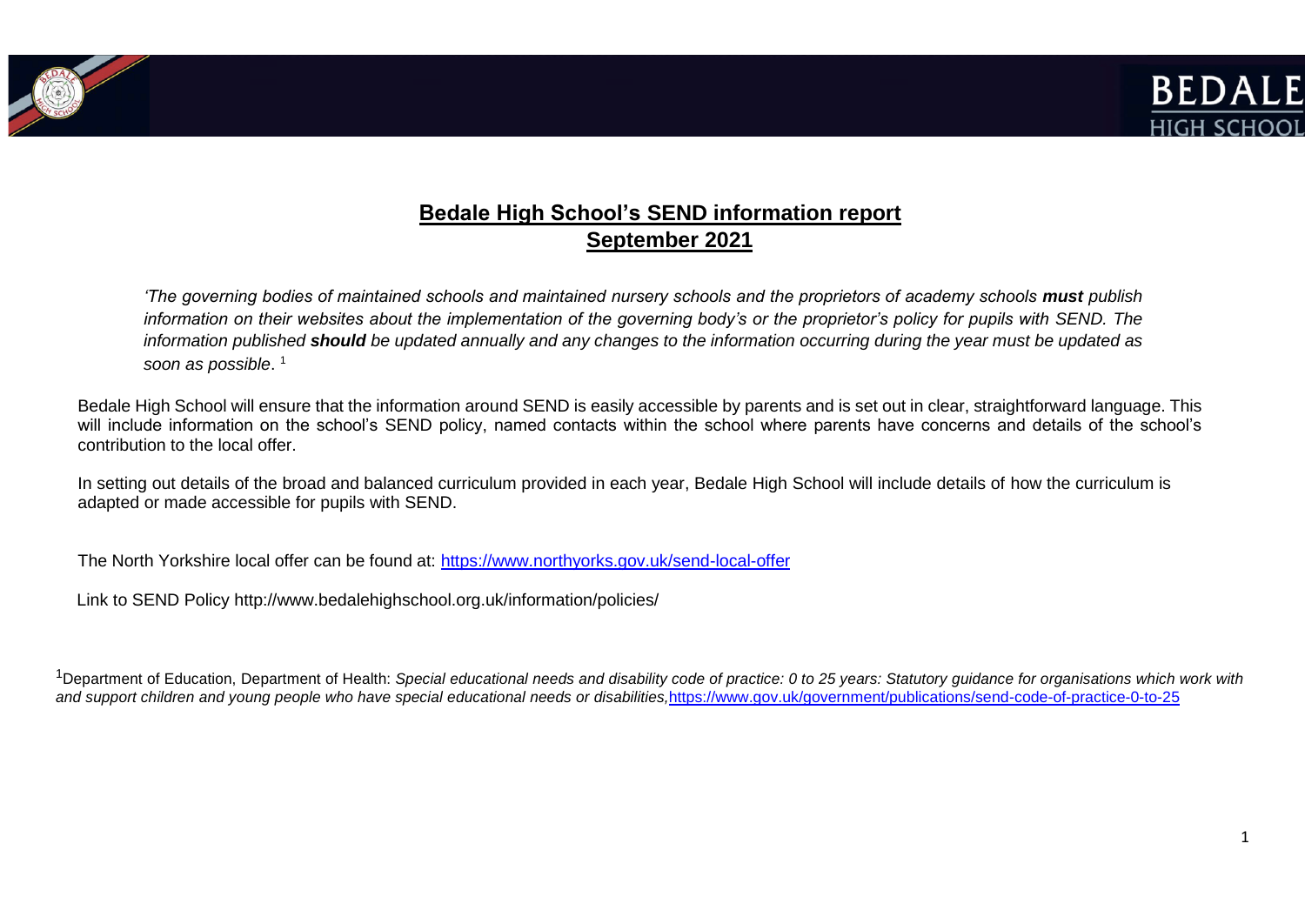# Bedale High School's SEND information report
## September 2021

*'The governing bodies of maintained schools and maintained nursery schools and the proprietors of academy schools **must** publish information on their websites about the implementation of the governing body's or the proprietor's policy for pupils with SEND. The information published **should** be updated annually and any changes to the information occurring during the year must be updated as soon as possible*. [1]

Bedale High School will ensure that the information around SEND is easily accessible by parents and is set out in clear, straightforward language. This will include information on the school's SEND policy, named contacts within the school where parents have concerns and details of the school's contribution to the local offer.

In setting out details of the broad and balanced curriculum provided in each year, Bedale High School will include details of how the curriculum is adapted or made accessible for pupils with SEND.

The North Yorkshire local offer can be found at: https://www.northyorks.gov.uk/send-local-offer

Link to SEND Policy http://www.bedalehighschool.org.uk/information/policies/

[1] Department of Education, Department of Health: *Special educational needs and disability code of practice: 0 to 25 years: Statutory guidance for organisations which work with and support children and young people who have special educational needs or disabilities,* https://www.gov.uk/government/publications/send-code-of-practice-0-to-25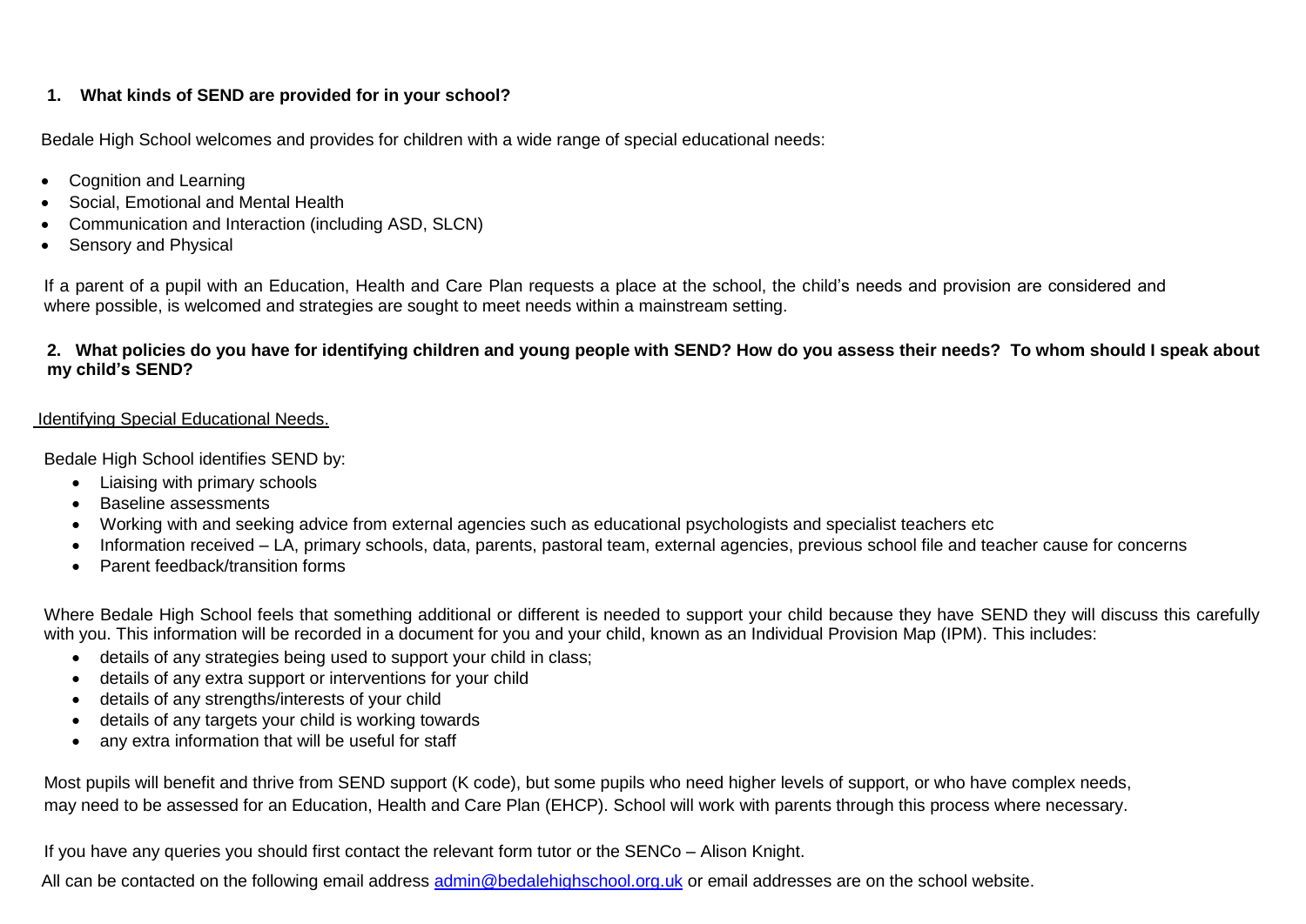## 1. What kinds of SEND are provided for in your school?

Bedale High School welcomes and provides for children with a wide range of special educational needs:

- Cognition and Learning
- Social, Emotional and Mental Health
- Communication and Interaction (including ASD, SLCN)
- Sensory and Physical

If a parent of a pupil with an Education, Health and Care Plan requests a place at the school, the child's needs and provision are considered and where possible, is welcomed and strategies are sought to meet needs within a mainstream setting.

## 2. What policies do you have for identifying children and young people with SEND? How do you assess their needs? To whom should I speak about my child's SEND?

Identifying Special Educational Needs.

Bedale High School identifies SEND by:

- Liaising with primary schools
- Baseline assessments
- Working with and seeking advice from external agencies such as educational psychologists and specialist teachers etc
- Information received – LA, primary schools, data, parents, pastoral team, external agencies, previous school file and teacher cause for concerns
- Parent feedback/transition forms

Where Bedale High School feels that something additional or different is needed to support your child because they have SEND they will discuss this carefully with you. This information will be recorded in a document for you and your child, known as an Individual Provision Map (IPM). This includes:

- details of any strategies being used to support your child in class;
- details of any extra support or interventions for your child
- details of any strengths/interests of your child
- details of any targets your child is working towards
- any extra information that will be useful for staff

Most pupils will benefit and thrive from SEND support (K code), but some pupils who need higher levels of support, or who have complex needs, may need to be assessed for an Education, Health and Care Plan (EHCP). School will work with parents through this process where necessary.

If you have any queries you should first contact the relevant form tutor or the SENCo – Alison Knight.

All can be contacted on the following email address admin@bedalehighschool.org.uk or email addresses are on the school website.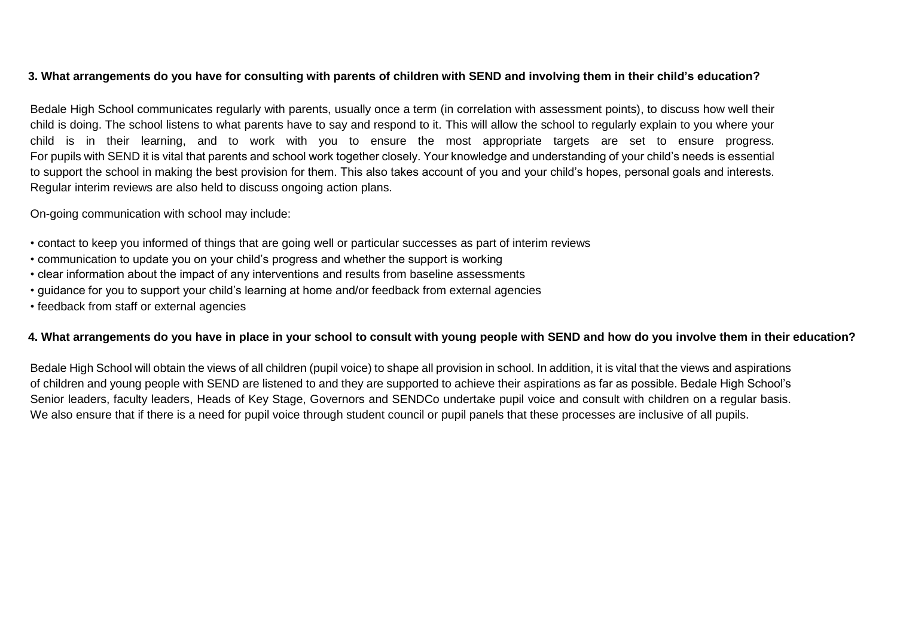**3. What arrangements do you have for consulting with parents of children with SEND and involving them in their child's education?**

Bedale High School communicates regularly with parents, usually once a term (in correlation with assessment points), to discuss how well their child is doing. The school listens to what parents have to say and respond to it. This will allow the school to regularly explain to you where your child is in their learning, and to work with you to ensure the most appropriate targets are set to ensure progress. For pupils with SEND it is vital that parents and school work together closely. Your knowledge and understanding of your child's needs is essential to support the school in making the best provision for them. This also takes account of you and your child's hopes, personal goals and interests. Regular interim reviews are also held to discuss ongoing action plans.

On-going communication with school may include:

- contact to keep you informed of things that are going well or particular successes as part of interim reviews
- communication to update you on your child's progress and whether the support is working
- clear information about the impact of any interventions and results from baseline assessments
- guidance for you to support your child's learning at home and/or feedback from external agencies
- feedback from staff or external agencies

**4. What arrangements do you have in place in your school to consult with young people with SEND and how do you involve them in their education?**

Bedale High School will obtain the views of all children (pupil voice) to shape all provision in school. In addition, it is vital that the views and aspirations of children and young people with SEND are listened to and they are supported to achieve their aspirations as far as possible. Bedale High School's Senior leaders, faculty leaders, Heads of Key Stage, Governors and SENDCo undertake pupil voice and consult with children on a regular basis. We also ensure that if there is a need for pupil voice through student council or pupil panels that these processes are inclusive of all pupils.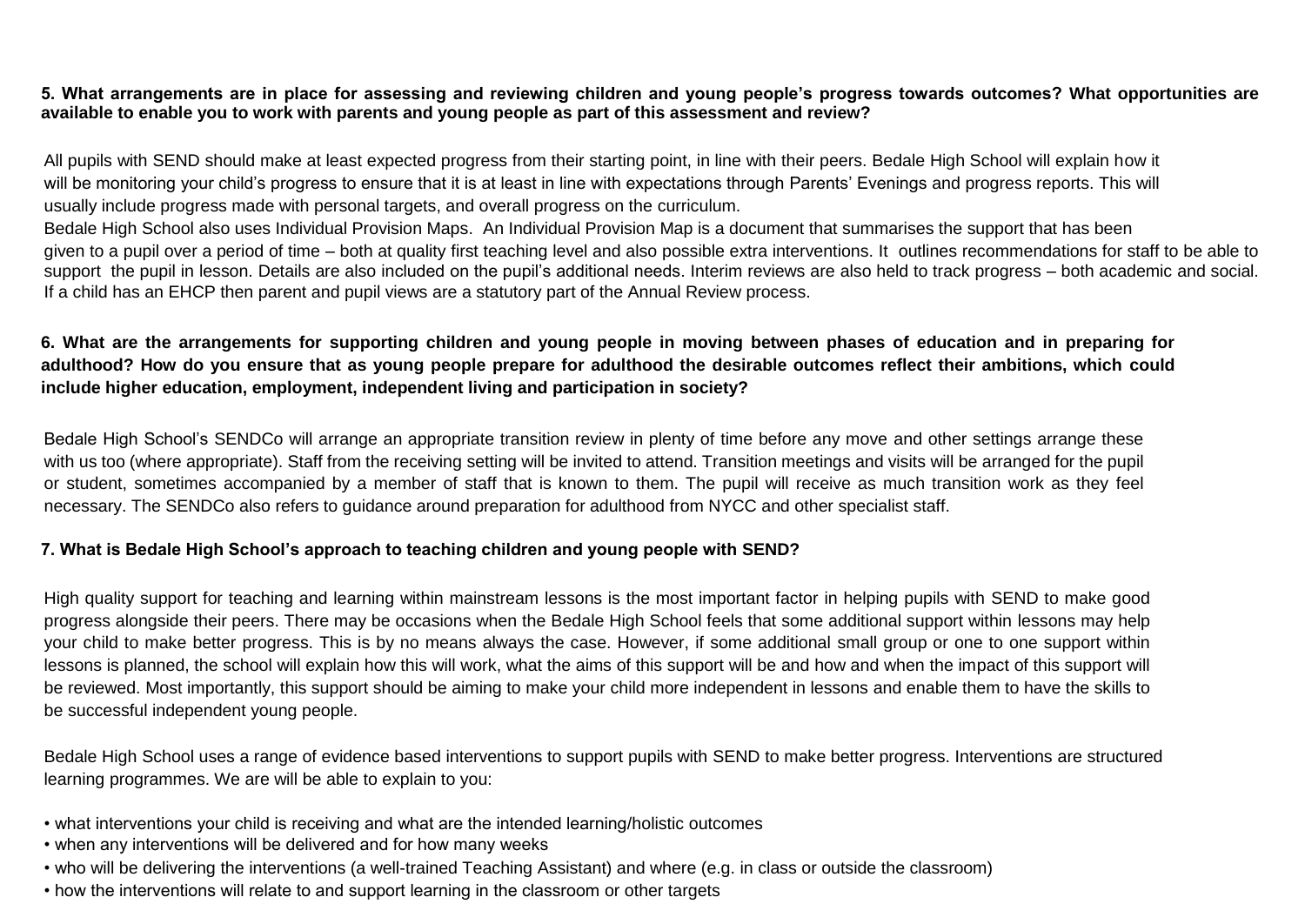**5. What arrangements are in place for assessing and reviewing children and young people's progress towards outcomes? What opportunities are available to enable you to work with parents and young people as part of this assessment and review?**

All pupils with SEND should make at least expected progress from their starting point, in line with their peers. Bedale High School will explain how it will be monitoring your child's progress to ensure that it is at least in line with expectations through Parents' Evenings and progress reports. This will usually include progress made with personal targets, and overall progress on the curriculum.

Bedale High School also uses Individual Provision Maps. An Individual Provision Map is a document that summarises the support that has been given to a pupil over a period of time – both at quality first teaching level and also possible extra interventions. It outlines recommendations for staff to be able to support the pupil in lesson. Details are also included on the pupil's additional needs. Interim reviews are also held to track progress – both academic and social. If a child has an EHCP then parent and pupil views are a statutory part of the Annual Review process.

**6. What are the arrangements for supporting children and young people in moving between phases of education and in preparing for adulthood? How do you ensure that as young people prepare for adulthood the desirable outcomes reflect their ambitions, which could include higher education, employment, independent living and participation in society?**

Bedale High School's SENDCo will arrange an appropriate transition review in plenty of time before any move and other settings arrange these with us too (where appropriate). Staff from the receiving setting will be invited to attend. Transition meetings and visits will be arranged for the pupil or student, sometimes accompanied by a member of staff that is known to them. The pupil will receive as much transition work as they feel necessary. The SENDCo also refers to guidance around preparation for adulthood from NYCC and other specialist staff.

**7. What is Bedale High School's approach to teaching children and young people with SEND?**

High quality support for teaching and learning within mainstream lessons is the most important factor in helping pupils with SEND to make good progress alongside their peers. There may be occasions when the Bedale High School feels that some additional support within lessons may help your child to make better progress. This is by no means always the case. However, if some additional small group or one to one support within lessons is planned, the school will explain how this will work, what the aims of this support will be and how and when the impact of this support will be reviewed. Most importantly, this support should be aiming to make your child more independent in lessons and enable them to have the skills to be successful independent young people.

Bedale High School uses a range of evidence based interventions to support pupils with SEND to make better progress. Interventions are structured learning programmes. We are will be able to explain to you:

- what interventions your child is receiving and what are the intended learning/holistic outcomes
- when any interventions will be delivered and for how many weeks
- who will be delivering the interventions (a well-trained Teaching Assistant) and where (e.g. in class or outside the classroom)
- how the interventions will relate to and support learning in the classroom or other targets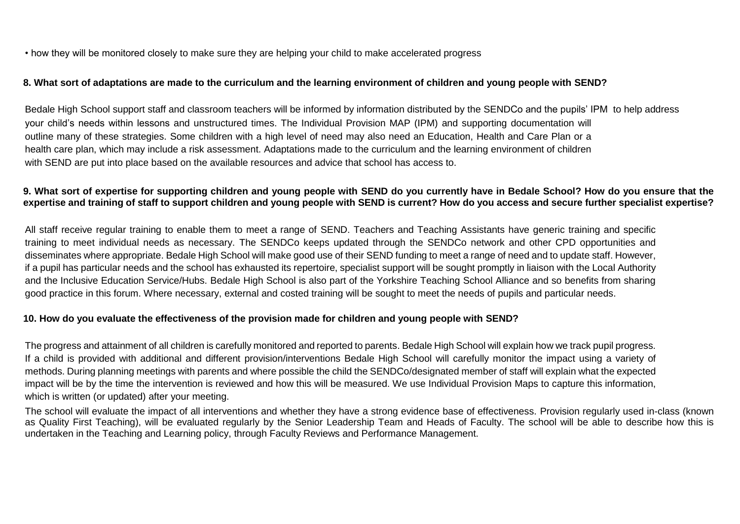- how they will be monitored closely to make sure they are helping your child to make accelerated progress

**8. What sort of adaptations are made to the curriculum and the learning environment of children and young people with SEND?**

Bedale High School support staff and classroom teachers will be informed by information distributed by the SENDCo and the pupils' IPM to help address your child's needs within lessons and unstructured times. The Individual Provision MAP (IPM) and supporting documentation will outline many of these strategies. Some children with a high level of need may also need an Education, Health and Care Plan or a health care plan, which may include a risk assessment. Adaptations made to the curriculum and the learning environment of children with SEND are put into place based on the available resources and advice that school has access to.

**9. What sort of expertise for supporting children and young people with SEND do you currently have in Bedale School? How do you ensure that the expertise and training of staff to support children and young people with SEND is current? How do you access and secure further specialist expertise?**

All staff receive regular training to enable them to meet a range of SEND. Teachers and Teaching Assistants have generic training and specific training to meet individual needs as necessary. The SENDCo keeps updated through the SENDCo network and other CPD opportunities and disseminates where appropriate. Bedale High School will make good use of their SEND funding to meet a range of need and to update staff. However, if a pupil has particular needs and the school has exhausted its repertoire, specialist support will be sought promptly in liaison with the Local Authority and the Inclusive Education Service/Hubs. Bedale High School is also part of the Yorkshire Teaching School Alliance and so benefits from sharing good practice in this forum. Where necessary, external and costed training will be sought to meet the needs of pupils and particular needs.

**10. How do you evaluate the effectiveness of the provision made for children and young people with SEND?**

The progress and attainment of all children is carefully monitored and reported to parents. Bedale High School will explain how we track pupil progress. If a child is provided with additional and different provision/interventions Bedale High School will carefully monitor the impact using a variety of methods. During planning meetings with parents and where possible the child the SENDCo/designated member of staff will explain what the expected impact will be by the time the intervention is reviewed and how this will be measured. We use Individual Provision Maps to capture this information, which is written (or updated) after your meeting.

The school will evaluate the impact of all interventions and whether they have a strong evidence base of effectiveness. Provision regularly used in-class (known as Quality First Teaching), will be evaluated regularly by the Senior Leadership Team and Heads of Faculty. The school will be able to describe how this is undertaken in the Teaching and Learning policy, through Faculty Reviews and Performance Management.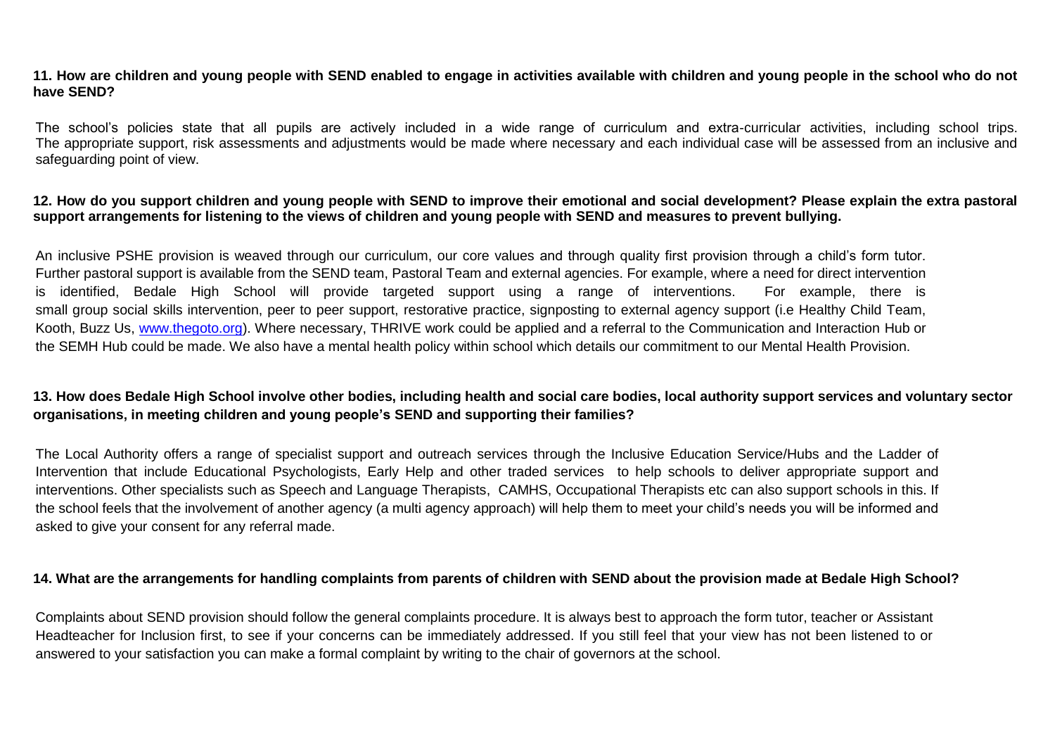**11. How are children and young people with SEND enabled to engage in activities available with children and young people in the school who do not have SEND?**

The school's policies state that all pupils are actively included in a wide range of curriculum and extra-curricular activities, including school trips. The appropriate support, risk assessments and adjustments would be made where necessary and each individual case will be assessed from an inclusive and safeguarding point of view.

**12. How do you support children and young people with SEND to improve their emotional and social development? Please explain the extra pastoral support arrangements for listening to the views of children and young people with SEND and measures to prevent bullying.**

An inclusive PSHE provision is weaved through our curriculum, our core values and through quality first provision through a child's form tutor. Further pastoral support is available from the SEND team, Pastoral Team and external agencies. For example, where a need for direct intervention is identified, Bedale High School will provide targeted support using a range of interventions. For example, there is small group social skills intervention, peer to peer support, restorative practice, signposting to external agency support (i.e Healthy Child Team, Kooth, Buzz Us, [www.thegoto.org](http://www.thegoto.org)). Where necessary, THRIVE work could be applied and a referral to the Communication and Interaction Hub or the SEMH Hub could be made. We also have a mental health policy within school which details our commitment to our Mental Health Provision.

**13. How does Bedale High School involve other bodies, including health and social care bodies, local authority support services and voluntary sector organisations, in meeting children and young people's SEND and supporting their families?**

The Local Authority offers a range of specialist support and outreach services through the Inclusive Education Service/Hubs and the Ladder of Intervention that include Educational Psychologists, Early Help and other traded services to help schools to deliver appropriate support and interventions. Other specialists such as Speech and Language Therapists, CAMHS, Occupational Therapists etc can also support schools in this. If the school feels that the involvement of another agency (a multi agency approach) will help them to meet your child's needs you will be informed and asked to give your consent for any referral made.

**14. What are the arrangements for handling complaints from parents of children with SEND about the provision made at Bedale High School?**

Complaints about SEND provision should follow the general complaints procedure. It is always best to approach the form tutor, teacher or Assistant Headteacher for Inclusion first, to see if your concerns can be immediately addressed. If you still feel that your view has not been listened to or answered to your satisfaction you can make a formal complaint by writing to the chair of governors at the school.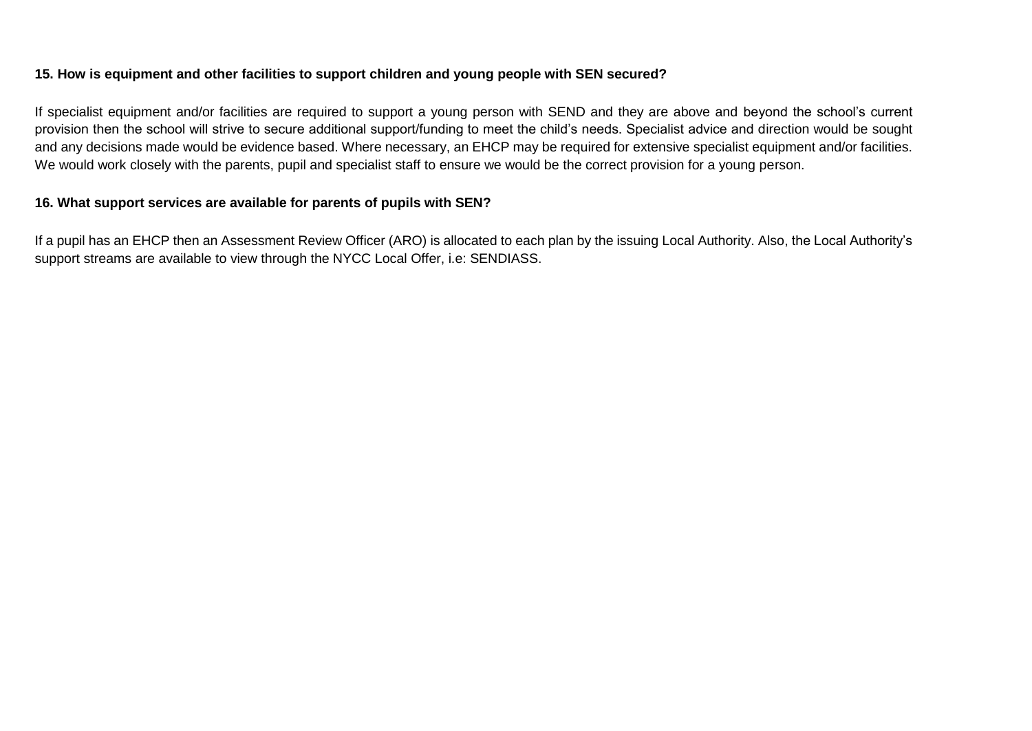**15. How is equipment and other facilities to support children and young people with SEN secured?**

If specialist equipment and/or facilities are required to support a young person with SEND and they are above and beyond the school's current provision then the school will strive to secure additional support/funding to meet the child's needs. Specialist advice and direction would be sought and any decisions made would be evidence based. Where necessary, an EHCP may be required for extensive specialist equipment and/or facilities. We would work closely with the parents, pupil and specialist staff to ensure we would be the correct provision for a young person.

**16. What support services are available for parents of pupils with SEN?**

If a pupil has an EHCP then an Assessment Review Officer (ARO) is allocated to each plan by the issuing Local Authority. Also, the Local Authority's support streams are available to view through the NYCC Local Offer, i.e: SENDIASS.